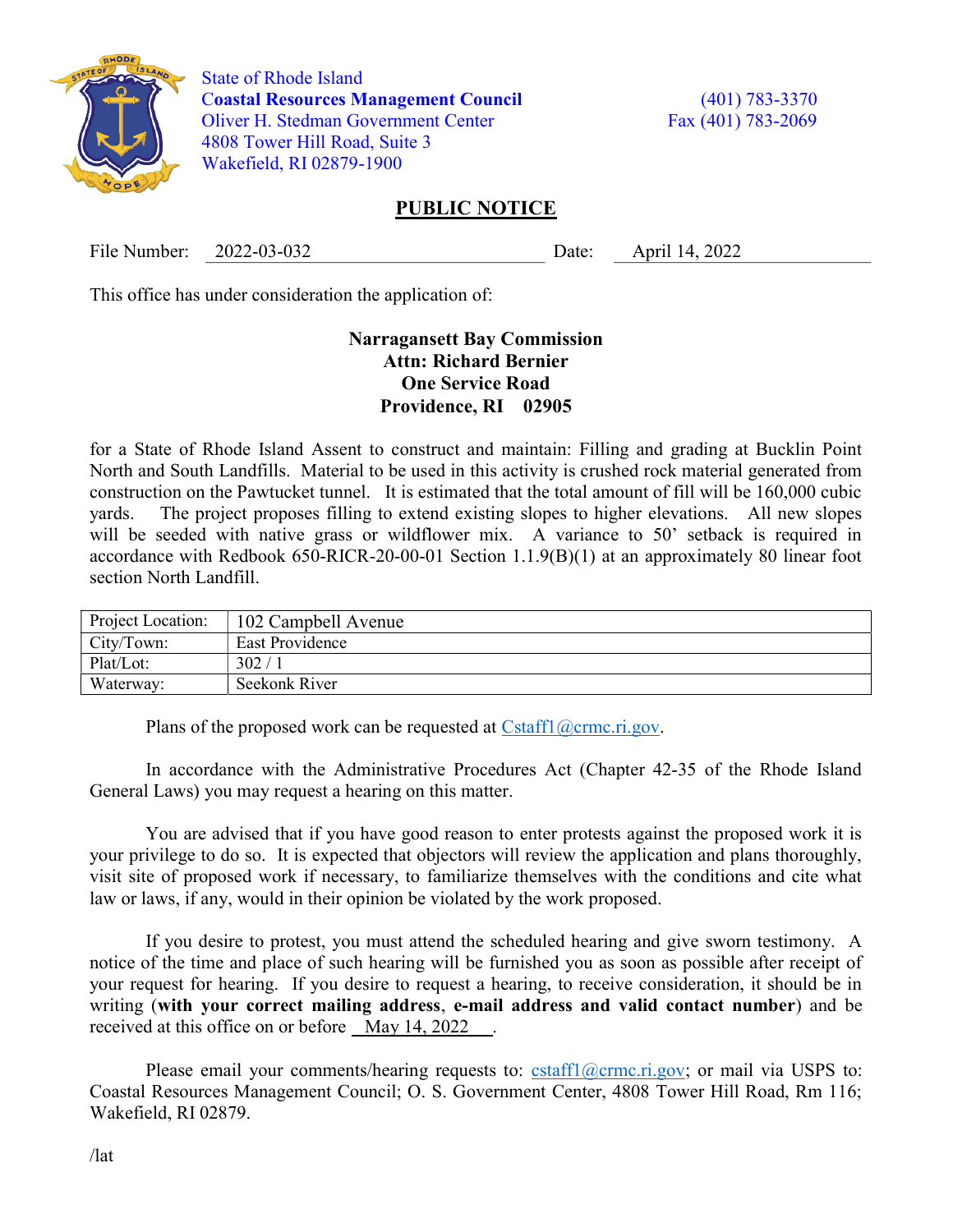State of Rhode Island
**Coastal Resources Management Council**
Oliver H. Stedman Government Center
4808 Tower Hill Road, Suite 3
Wakefield, RI 02879-1900

(401) 783-3370
Fax (401) 783-2069

## PUBLIC NOTICE

File Number: 2022-03-032 Date: April 14, 2022

This office has under consideration the application of:

**Narragansett Bay Commission**
**Attn: Richard Bernier**
**One Service Road**
**Providence, RI 02905**

for a State of Rhode Island Assent to construct and maintain: Filling and grading at Bucklin Point North and South Landfills. Material to be used in this activity is crushed rock material generated from construction on the Pawtucket tunnel. It is estimated that the total amount of fill will be 160,000 cubic yards. The project proposes filling to extend existing slopes to higher elevations. All new slopes will be seeded with native grass or wildflower mix. A variance to 50' setback is required in accordance with Redbook 650-RICR-20-00-01 Section 1.1.9(B)(1) at an approximately 80 linear foot section North Landfill.

| Project Location: | 102 Campbell Avenue |
|---|---|
| City/Town: | East Providence |
| Plat/Lot: | 302 / 1 |
| Waterway: | Seekonk River |

Plans of the proposed work can be requested at Cstaff1@crmc.ri.gov.

In accordance with the Administrative Procedures Act (Chapter 42-35 of the Rhode Island General Laws) you may request a hearing on this matter.

You are advised that if you have good reason to enter protests against the proposed work it is your privilege to do so. It is expected that objectors will review the application and plans thoroughly, visit site of proposed work if necessary, to familiarize themselves with the conditions and cite what law or laws, if any, would in their opinion be violated by the work proposed.

If you desire to protest, you must attend the scheduled hearing and give sworn testimony. A notice of the time and place of such hearing will be furnished you as soon as possible after receipt of your request for hearing. If you desire to request a hearing, to receive consideration, it should be in writing (**with your correct mailing address**, **e-mail address and valid contact number**) and be received at this office on or before May 14, 2022.

Please email your comments/hearing requests to: cstaff1@crmc.ri.gov; or mail via USPS to: Coastal Resources Management Council; O. S. Government Center, 4808 Tower Hill Road, Rm 116; Wakefield, RI 02879.

/lat